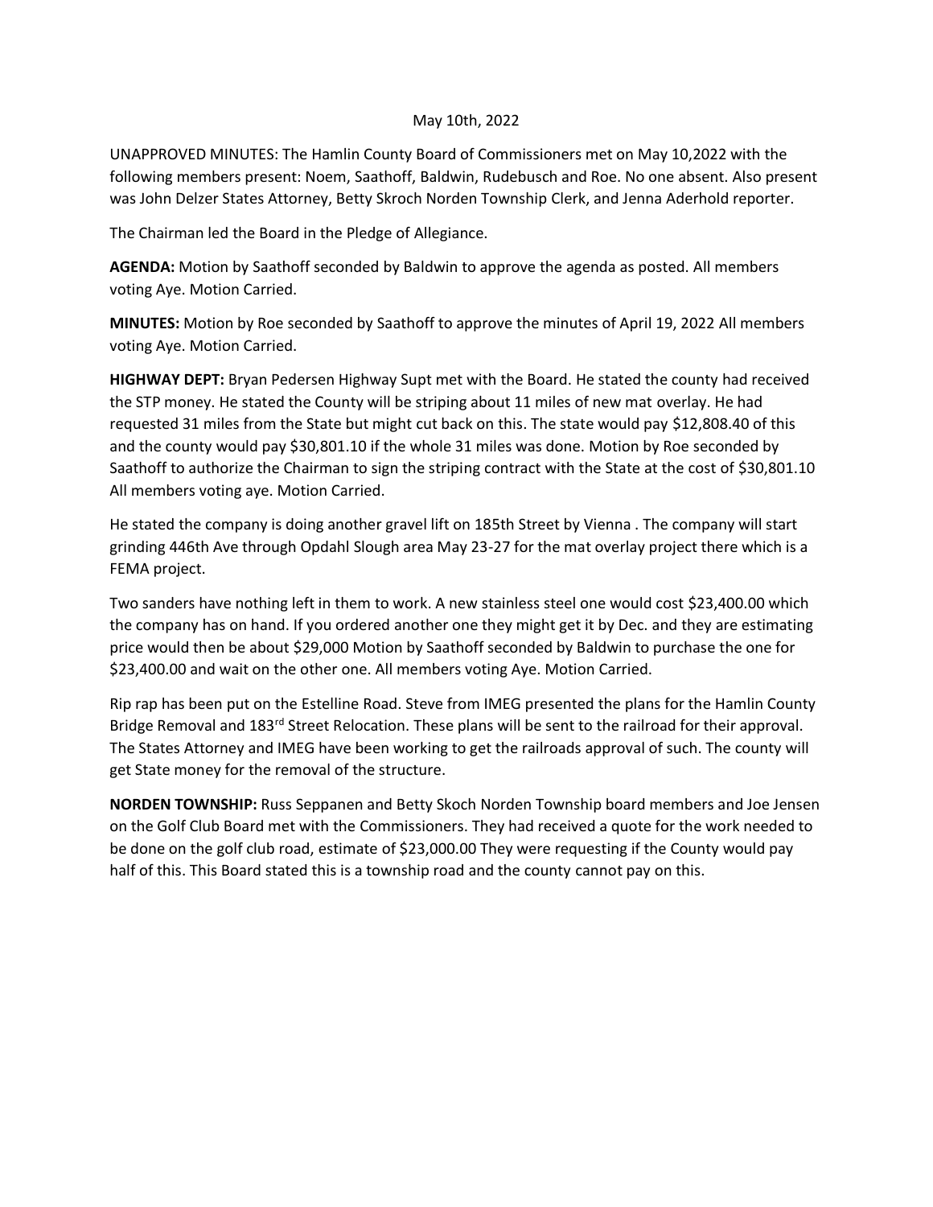May 10th, 2022

UNAPPROVED MINUTES: The Hamlin County Board of Commissioners met on May 10,2022 with the following members present: Noem, Saathoff, Baldwin, Rudebusch and Roe. No one absent. Also present was John Delzer States Attorney, Betty Skroch Norden Township Clerk, and Jenna Aderhold reporter.

The Chairman led the Board in the Pledge of Allegiance.

**AGENDA:** Motion by Saathoff seconded by Baldwin to approve the agenda as posted. All members voting Aye. Motion Carried.

**MINUTES:** Motion by Roe seconded by Saathoff to approve the minutes of April 19, 2022 All members voting Aye. Motion Carried.

**HIGHWAY DEPT:** Bryan Pedersen Highway Supt met with the Board. He stated the county had received the STP money. He stated the County will be striping about 11 miles of new mat overlay. He had requested 31 miles from the State but might cut back on this. The state would pay $12,808.40 of this and the county would pay $30,801.10 if the whole 31 miles was done. Motion by Roe seconded by Saathoff to authorize the Chairman to sign the striping contract with the State at the cost of $30,801.10 All members voting aye. Motion Carried.

He stated the company is doing another gravel lift on 185th Street by Vienna . The company will start grinding 446th Ave through Opdahl Slough area May 23-27 for the mat overlay project there which is a FEMA project.

Two sanders have nothing left in them to work. A new stainless steel one would cost $23,400.00 which the company has on hand. If you ordered another one they might get it by Dec. and they are estimating price would then be about $29,000 Motion by Saathoff seconded by Baldwin to purchase the one for $23,400.00 and wait on the other one. All members voting Aye. Motion Carried.

Rip rap has been put on the Estelline Road. Steve from IMEG presented the plans for the Hamlin County Bridge Removal and 183rd Street Relocation. These plans will be sent to the railroad for their approval. The States Attorney and IMEG have been working to get the railroads approval of such. The county will get State money for the removal of the structure.

**NORDEN TOWNSHIP:** Russ Seppanen and Betty Skoch Norden Township board members and Joe Jensen on the Golf Club Board met with the Commissioners. They had received a quote for the work needed to be done on the golf club road, estimate of $23,000.00 They were requesting if the County would pay half of this. This Board stated this is a township road and the county cannot pay on this.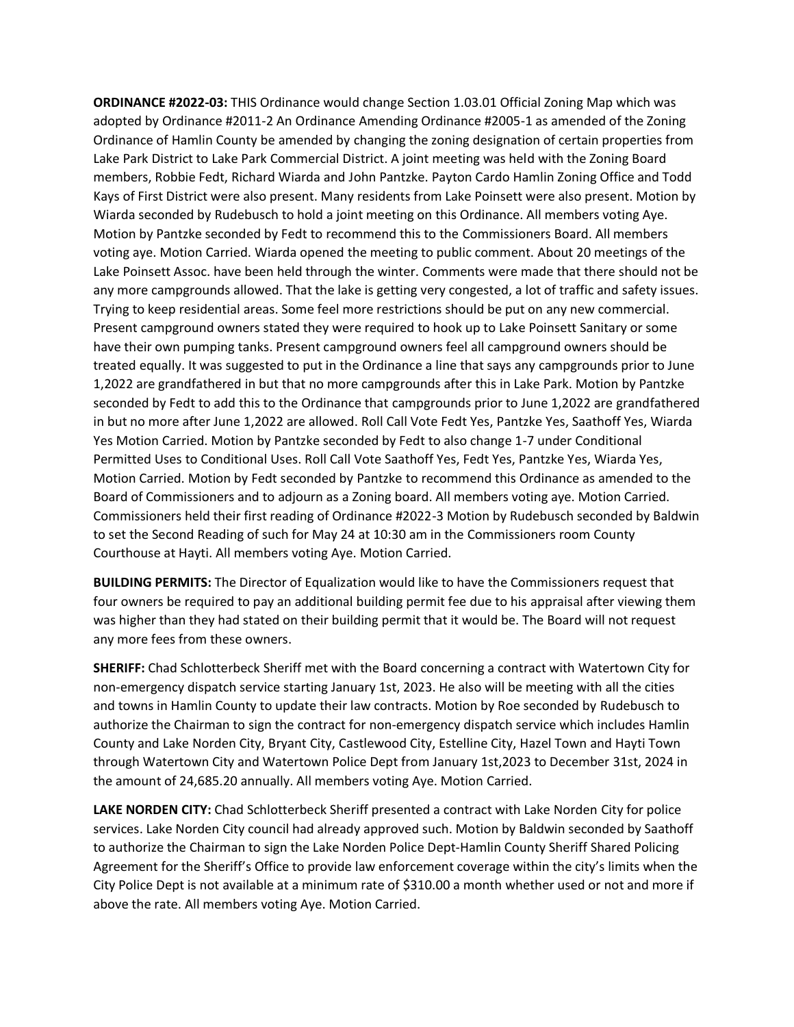**ORDINANCE #2022-03:** THIS Ordinance would change Section 1.03.01 Official Zoning Map which was adopted by Ordinance #2011-2 An Ordinance Amending Ordinance #2005-1 as amended of the Zoning Ordinance of Hamlin County be amended by changing the zoning designation of certain properties from Lake Park District to Lake Park Commercial District. A joint meeting was held with the Zoning Board members, Robbie Fedt, Richard Wiarda and John Pantzke. Payton Cardo Hamlin Zoning Office and Todd Kays of First District were also present. Many residents from Lake Poinsett were also present. Motion by Wiarda seconded by Rudebusch to hold a joint meeting on this Ordinance. All members voting Aye. Motion by Pantzke seconded by Fedt to recommend this to the Commissioners Board. All members voting aye. Motion Carried. Wiarda opened the meeting to public comment. About 20 meetings of the Lake Poinsett Assoc. have been held through the winter. Comments were made that there should not be any more campgrounds allowed. That the lake is getting very congested, a lot of traffic and safety issues. Trying to keep residential areas. Some feel more restrictions should be put on any new commercial. Present campground owners stated they were required to hook up to Lake Poinsett Sanitary or some have their own pumping tanks. Present campground owners feel all campground owners should be treated equally. It was suggested to put in the Ordinance a line that says any campgrounds prior to June 1,2022 are grandfathered in but that no more campgrounds after this in Lake Park. Motion by Pantzke seconded by Fedt to add this to the Ordinance that campgrounds prior to June 1,2022 are grandfathered in but no more after June 1,2022 are allowed. Roll Call Vote Fedt Yes, Pantzke Yes, Saathoff Yes, Wiarda Yes Motion Carried. Motion by Pantzke seconded by Fedt to also change 1-7 under Conditional Permitted Uses to Conditional Uses. Roll Call Vote Saathoff Yes, Fedt Yes, Pantzke Yes, Wiarda Yes, Motion Carried. Motion by Fedt seconded by Pantzke to recommend this Ordinance as amended to the Board of Commissioners and to adjourn as a Zoning board. All members voting aye. Motion Carried. Commissioners held their first reading of Ordinance #2022-3 Motion by Rudebusch seconded by Baldwin to set the Second Reading of such for May 24 at 10:30 am in the Commissioners room County Courthouse at Hayti. All members voting Aye. Motion Carried.

**BUILDING PERMITS:** The Director of Equalization would like to have the Commissioners request that four owners be required to pay an additional building permit fee due to his appraisal after viewing them was higher than they had stated on their building permit that it would be. The Board will not request any more fees from these owners.

**SHERIFF:** Chad Schlotterbeck Sheriff met with the Board concerning a contract with Watertown City for non-emergency dispatch service starting January 1st, 2023. He also will be meeting with all the cities and towns in Hamlin County to update their law contracts. Motion by Roe seconded by Rudebusch to authorize the Chairman to sign the contract for non-emergency dispatch service which includes Hamlin County and Lake Norden City, Bryant City, Castlewood City, Estelline City, Hazel Town and Hayti Town through Watertown City and Watertown Police Dept from January 1st,2023 to December 31st, 2024 in the amount of 24,685.20 annually. All members voting Aye. Motion Carried.

**LAKE NORDEN CITY:** Chad Schlotterbeck Sheriff presented a contract with Lake Norden City for police services. Lake Norden City council had already approved such. Motion by Baldwin seconded by Saathoff to authorize the Chairman to sign the Lake Norden Police Dept-Hamlin County Sheriff Shared Policing Agreement for the Sheriff's Office to provide law enforcement coverage within the city's limits when the City Police Dept is not available at a minimum rate of $310.00 a month whether used or not and more if above the rate. All members voting Aye. Motion Carried.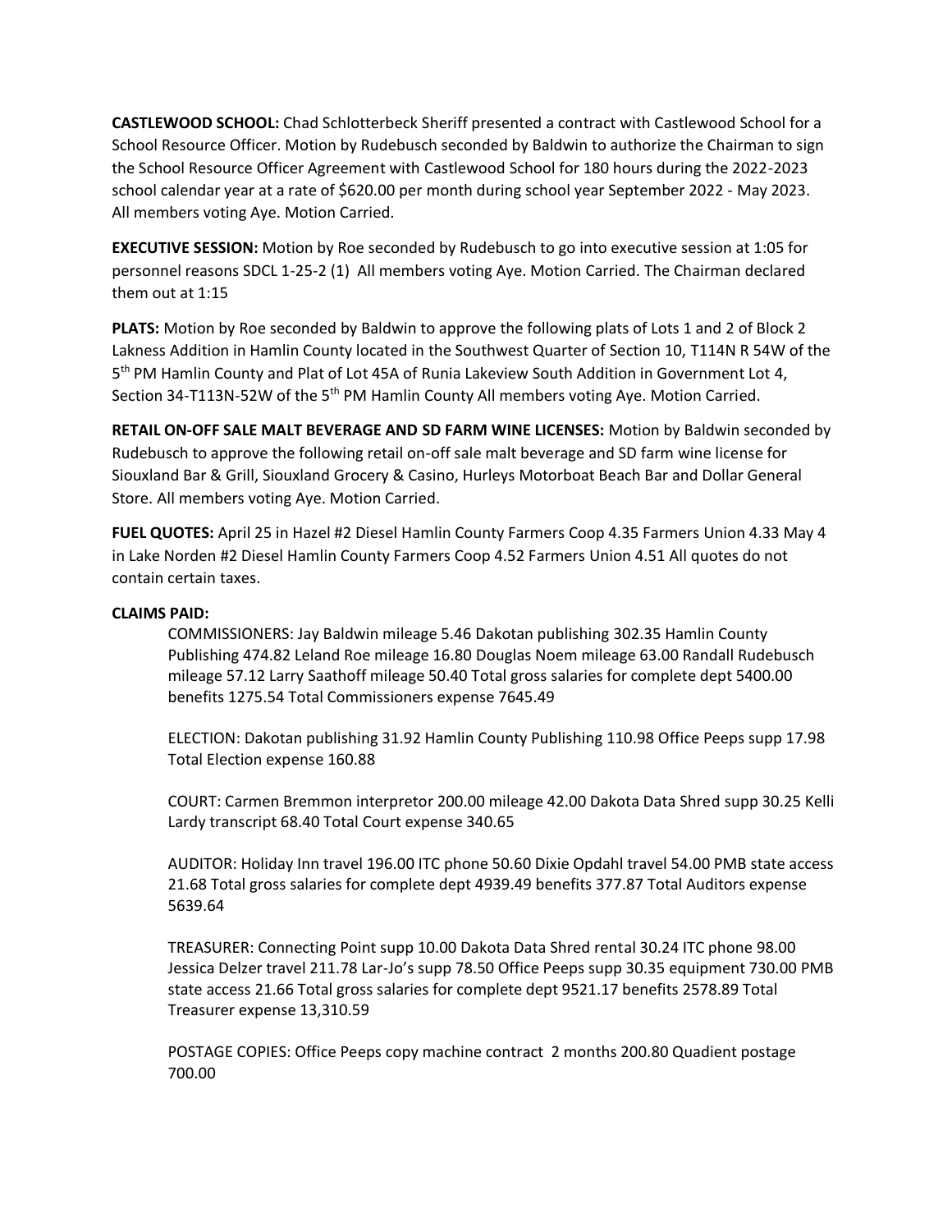**CASTLEWOOD SCHOOL:** Chad Schlotterbeck Sheriff presented a contract with Castlewood School for a School Resource Officer. Motion by Rudebusch seconded by Baldwin to authorize the Chairman to sign the School Resource Officer Agreement with Castlewood School for 180 hours during the 2022-2023 school calendar year at a rate of $620.00 per month during school year September 2022 - May 2023. All members voting Aye. Motion Carried.

**EXECUTIVE SESSION:** Motion by Roe seconded by Rudebusch to go into executive session at 1:05 for personnel reasons SDCL 1-25-2 (1) All members voting Aye. Motion Carried. The Chairman declared them out at 1:15

**PLATS:** Motion by Roe seconded by Baldwin to approve the following plats of Lots 1 and 2 of Block 2 Lakness Addition in Hamlin County located in the Southwest Quarter of Section 10, T114N R 54W of the 5th PM Hamlin County and Plat of Lot 45A of Runia Lakeview South Addition in Government Lot 4, Section 34-T113N-52W of the 5th PM Hamlin County All members voting Aye. Motion Carried.

**RETAIL ON-OFF SALE MALT BEVERAGE AND SD FARM WINE LICENSES:** Motion by Baldwin seconded by Rudebusch to approve the following retail on-off sale malt beverage and SD farm wine license for Siouxland Bar & Grill, Siouxland Grocery & Casino, Hurleys Motorboat Beach Bar and Dollar General Store. All members voting Aye. Motion Carried.

**FUEL QUOTES:** April 25 in Hazel #2 Diesel Hamlin County Farmers Coop 4.35 Farmers Union 4.33 May 4 in Lake Norden #2 Diesel Hamlin County Farmers Coop 4.52 Farmers Union 4.51 All quotes do not contain certain taxes.

**CLAIMS PAID:**

COMMISSIONERS: Jay Baldwin mileage 5.46 Dakotan publishing 302.35 Hamlin County Publishing 474.82 Leland Roe mileage 16.80 Douglas Noem mileage 63.00 Randall Rudebusch mileage 57.12 Larry Saathoff mileage 50.40 Total gross salaries for complete dept 5400.00 benefits 1275.54 Total Commissioners expense 7645.49

ELECTION: Dakotan publishing 31.92 Hamlin County Publishing 110.98 Office Peeps supp 17.98 Total Election expense 160.88

COURT: Carmen Bremmon interpretor 200.00 mileage 42.00 Dakota Data Shred supp 30.25 Kelli Lardy transcript 68.40 Total Court expense 340.65

AUDITOR: Holiday Inn travel 196.00 ITC phone 50.60 Dixie Opdahl travel 54.00 PMB state access 21.68 Total gross salaries for complete dept 4939.49 benefits 377.87 Total Auditors expense 5639.64

TREASURER: Connecting Point supp 10.00 Dakota Data Shred rental 30.24 ITC phone 98.00 Jessica Delzer travel 211.78 Lar-Jo's supp 78.50 Office Peeps supp 30.35 equipment 730.00 PMB state access 21.66 Total gross salaries for complete dept 9521.17 benefits 2578.89 Total Treasurer expense 13,310.59

POSTAGE COPIES: Office Peeps copy machine contract 2 months 200.80 Quadient postage 700.00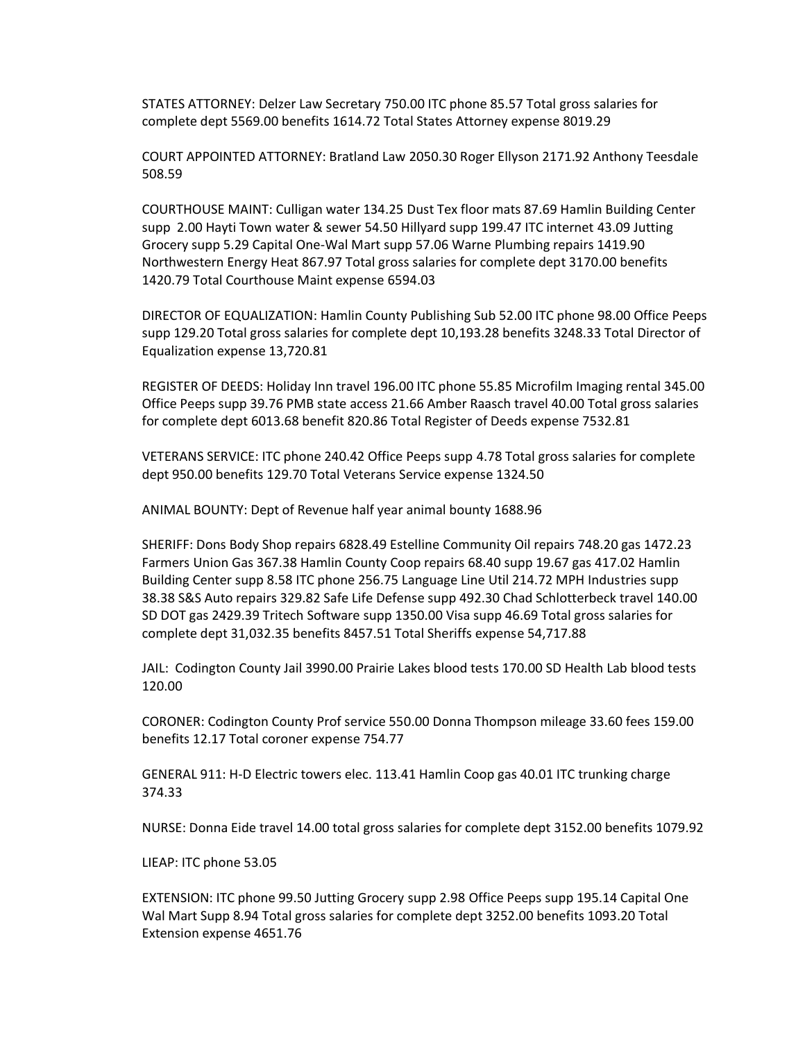STATES ATTORNEY: Delzer Law Secretary 750.00 ITC phone 85.57 Total gross salaries for complete dept 5569.00 benefits 1614.72 Total States Attorney expense 8019.29

COURT APPOINTED ATTORNEY: Bratland Law 2050.30 Roger Ellyson 2171.92 Anthony Teesdale 508.59

COURTHOUSE MAINT: Culligan water 134.25 Dust Tex floor mats 87.69 Hamlin Building Center supp 2.00 Hayti Town water & sewer 54.50 Hillyard supp 199.47 ITC internet 43.09 Jutting Grocery supp 5.29 Capital One-Wal Mart supp 57.06 Warne Plumbing repairs 1419.90 Northwestern Energy Heat 867.97 Total gross salaries for complete dept 3170.00 benefits 1420.79 Total Courthouse Maint expense 6594.03

DIRECTOR OF EQUALIZATION: Hamlin County Publishing Sub 52.00 ITC phone 98.00 Office Peeps supp 129.20 Total gross salaries for complete dept 10,193.28 benefits 3248.33 Total Director of Equalization expense 13,720.81

REGISTER OF DEEDS: Holiday Inn travel 196.00 ITC phone 55.85 Microfilm Imaging rental 345.00 Office Peeps supp 39.76 PMB state access 21.66 Amber Raasch travel 40.00 Total gross salaries for complete dept 6013.68 benefit 820.86 Total Register of Deeds expense 7532.81

VETERANS SERVICE: ITC phone 240.42 Office Peeps supp 4.78 Total gross salaries for complete dept 950.00 benefits 129.70 Total Veterans Service expense 1324.50

ANIMAL BOUNTY: Dept of Revenue half year animal bounty 1688.96

SHERIFF: Dons Body Shop repairs 6828.49 Estelline Community Oil repairs 748.20 gas 1472.23 Farmers Union Gas 367.38 Hamlin County Coop repairs 68.40 supp 19.67 gas 417.02 Hamlin Building Center supp 8.58 ITC phone 256.75 Language Line Util 214.72 MPH Industries supp 38.38 S&S Auto repairs 329.82 Safe Life Defense supp 492.30 Chad Schlotterbeck travel 140.00 SD DOT gas 2429.39 Tritech Software supp 1350.00 Visa supp 46.69 Total gross salaries for complete dept 31,032.35 benefits 8457.51 Total Sheriffs expense 54,717.88

JAIL: Codington County Jail 3990.00 Prairie Lakes blood tests 170.00 SD Health Lab blood tests 120.00

CORONER: Codington County Prof service 550.00 Donna Thompson mileage 33.60 fees 159.00 benefits 12.17 Total coroner expense 754.77

GENERAL 911: H-D Electric towers elec. 113.41 Hamlin Coop gas 40.01 ITC trunking charge 374.33

NURSE: Donna Eide travel 14.00 total gross salaries for complete dept 3152.00 benefits 1079.92

LIEAP: ITC phone 53.05

EXTENSION: ITC phone 99.50 Jutting Grocery supp 2.98 Office Peeps supp 195.14 Capital One Wal Mart Supp 8.94 Total gross salaries for complete dept 3252.00 benefits 1093.20 Total Extension expense 4651.76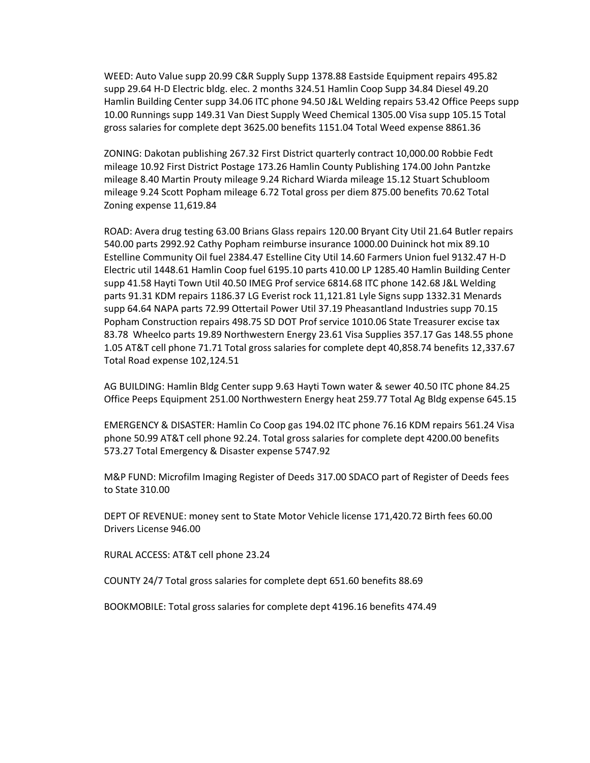WEED: Auto Value supp 20.99 C&R Supply Supp 1378.88 Eastside Equipment repairs 495.82 supp 29.64 H-D Electric bldg. elec. 2 months 324.51 Hamlin Coop Supp 34.84 Diesel 49.20 Hamlin Building Center supp 34.06 ITC phone 94.50 J&L Welding repairs 53.42 Office Peeps supp 10.00 Runnings supp 149.31 Van Diest Supply Weed Chemical 1305.00 Visa supp 105.15 Total gross salaries for complete dept 3625.00 benefits 1151.04 Total Weed expense 8861.36

ZONING: Dakotan publishing 267.32 First District quarterly contract 10,000.00 Robbie Fedt mileage 10.92 First District Postage 173.26 Hamlin County Publishing 174.00 John Pantzke mileage 8.40 Martin Prouty mileage 9.24 Richard Wiarda mileage 15.12 Stuart Schubloom mileage 9.24 Scott Popham mileage 6.72 Total gross per diem 875.00 benefits 70.62 Total Zoning expense 11,619.84

ROAD: Avera drug testing 63.00 Brians Glass repairs 120.00 Bryant City Util 21.64 Butler repairs 540.00 parts 2992.92 Cathy Popham reimburse insurance 1000.00 Duininck hot mix 89.10 Estelline Community Oil fuel 2384.47 Estelline City Util 14.60 Farmers Union fuel 9132.47 H-D Electric util 1448.61 Hamlin Coop fuel 6195.10 parts 410.00 LP 1285.40 Hamlin Building Center supp 41.58 Hayti Town Util 40.50 IMEG Prof service 6814.68 ITC phone 142.68 J&L Welding parts 91.31 KDM repairs 1186.37 LG Everist rock 11,121.81 Lyle Signs supp 1332.31 Menards supp 64.64 NAPA parts 72.99 Ottertail Power Util 37.19 Pheasantland Industries supp 70.15 Popham Construction repairs 498.75 SD DOT Prof service 1010.06 State Treasurer excise tax 83.78 Wheelco parts 19.89 Northwestern Energy 23.61 Visa Supplies 357.17 Gas 148.55 phone 1.05 AT&T cell phone 71.71 Total gross salaries for complete dept 40,858.74 benefits 12,337.67 Total Road expense 102,124.51

AG BUILDING: Hamlin Bldg Center supp 9.63 Hayti Town water & sewer 40.50 ITC phone 84.25 Office Peeps Equipment 251.00 Northwestern Energy heat 259.77 Total Ag Bldg expense 645.15

EMERGENCY & DISASTER: Hamlin Co Coop gas 194.02 ITC phone 76.16 KDM repairs 561.24 Visa phone 50.99 AT&T cell phone 92.24. Total gross salaries for complete dept 4200.00 benefits 573.27 Total Emergency & Disaster expense 5747.92

M&P FUND: Microfilm Imaging Register of Deeds 317.00 SDACO part of Register of Deeds fees to State 310.00

DEPT OF REVENUE: money sent to State Motor Vehicle license 171,420.72 Birth fees 60.00 Drivers License 946.00

RURAL ACCESS: AT&T cell phone 23.24

COUNTY 24/7 Total gross salaries for complete dept 651.60 benefits 88.69

BOOKMOBILE: Total gross salaries for complete dept 4196.16 benefits 474.49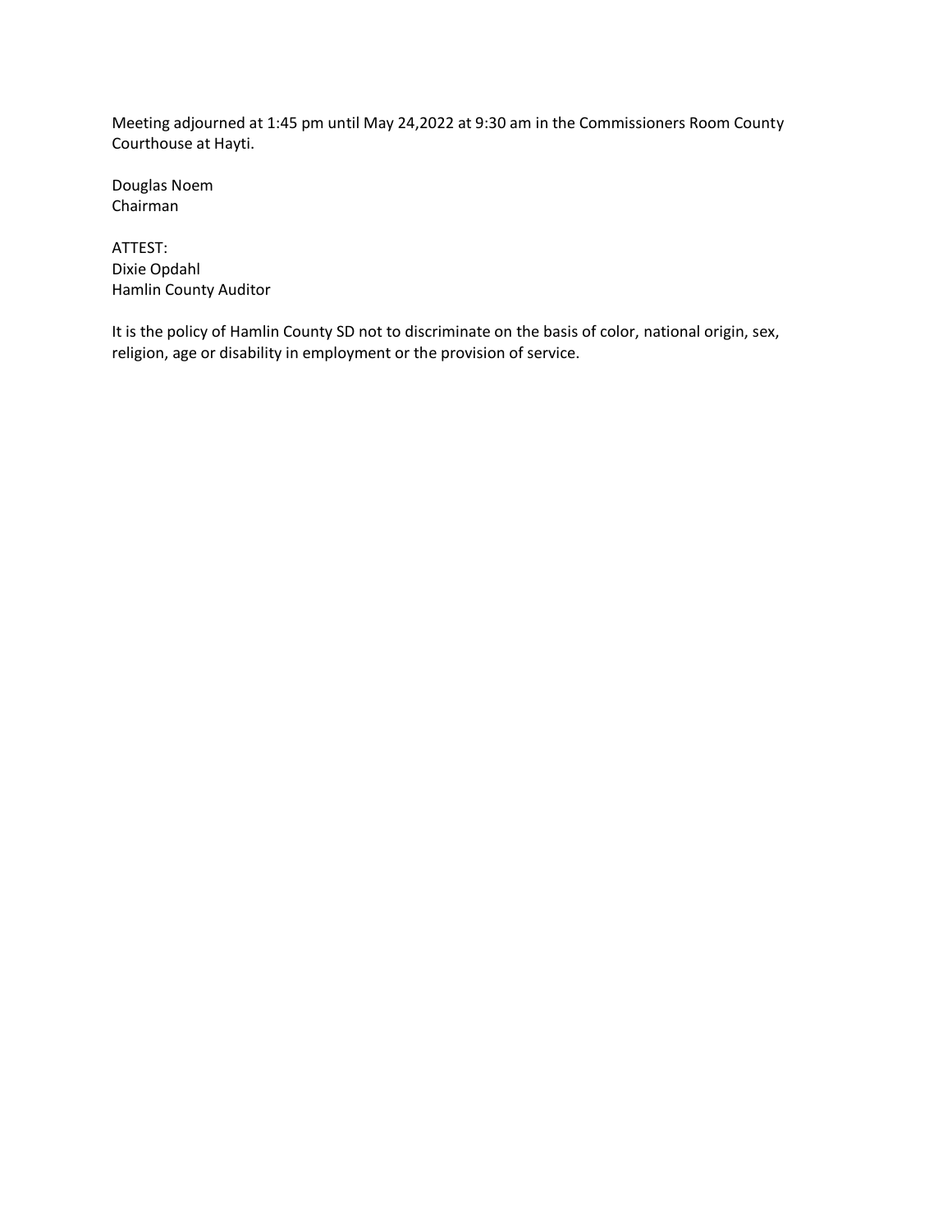Meeting adjourned at 1:45 pm until May 24,2022 at 9:30 am in the Commissioners Room County Courthouse at Hayti.

Douglas Noem
Chairman

ATTEST:
Dixie Opdahl
Hamlin County Auditor

It is the policy of Hamlin County SD not to discriminate on the basis of color, national origin, sex, religion, age or disability in employment or the provision of service.